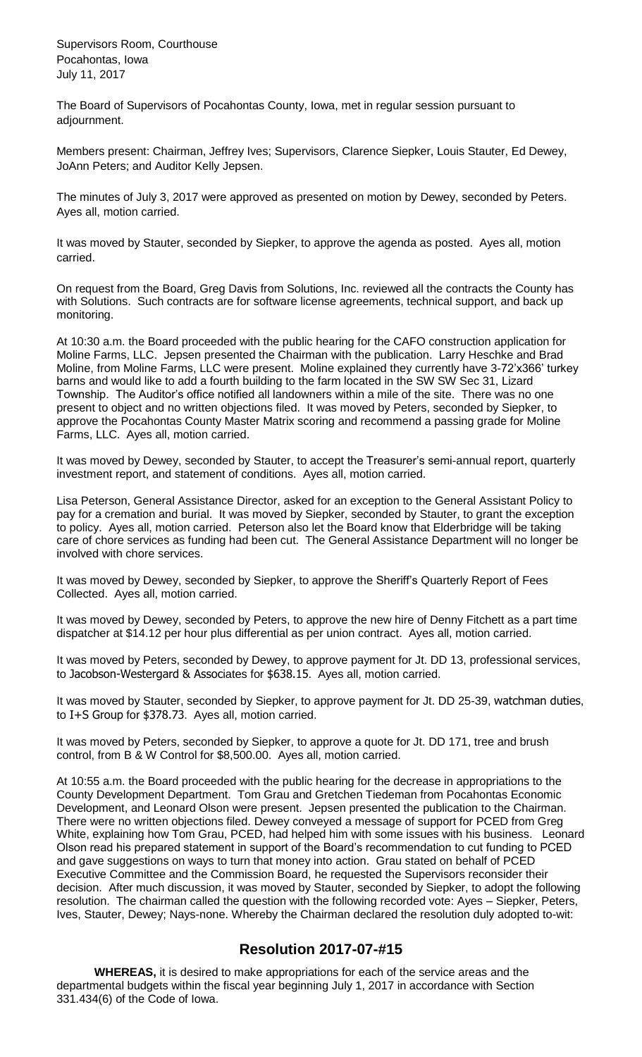Supervisors Room, Courthouse
Pocahontas, Iowa
July 11, 2017

The Board of Supervisors of Pocahontas County, Iowa, met in regular session pursuant to adjournment.

Members present: Chairman, Jeffrey Ives; Supervisors, Clarence Siepker, Louis Stauter, Ed Dewey, JoAnn Peters; and Auditor Kelly Jepsen.

The minutes of July 3, 2017 were approved as presented on motion by Dewey, seconded by Peters. Ayes all, motion carried.

It was moved by Stauter, seconded by Siepker, to approve the agenda as posted. Ayes all, motion carried.

On request from the Board, Greg Davis from Solutions, Inc. reviewed all the contracts the County has with Solutions. Such contracts are for software license agreements, technical support, and back up monitoring.

At 10:30 a.m. the Board proceeded with the public hearing for the CAFO construction application for Moline Farms, LLC. Jepsen presented the Chairman with the publication. Larry Heschke and Brad Moline, from Moline Farms, LLC were present. Moline explained they currently have 3-72'x366' turkey barns and would like to add a fourth building to the farm located in the SW SW Sec 31, Lizard Township. The Auditor's office notified all landowners within a mile of the site. There was no one present to object and no written objections filed. It was moved by Peters, seconded by Siepker, to approve the Pocahontas County Master Matrix scoring and recommend a passing grade for Moline Farms, LLC. Ayes all, motion carried.

It was moved by Dewey, seconded by Stauter, to accept the Treasurer's semi-annual report, quarterly investment report, and statement of conditions. Ayes all, motion carried.

Lisa Peterson, General Assistance Director, asked for an exception to the General Assistant Policy to pay for a cremation and burial. It was moved by Siepker, seconded by Stauter, to grant the exception to policy. Ayes all, motion carried. Peterson also let the Board know that Elderbridge will be taking care of chore services as funding had been cut. The General Assistance Department will no longer be involved with chore services.

It was moved by Dewey, seconded by Siepker, to approve the Sheriff's Quarterly Report of Fees Collected. Ayes all, motion carried.

It was moved by Dewey, seconded by Peters, to approve the new hire of Denny Fitchett as a part time dispatcher at $14.12 per hour plus differential as per union contract. Ayes all, motion carried.

It was moved by Peters, seconded by Dewey, to approve payment for Jt. DD 13, professional services, to Jacobson-Westergard & Associates for $638.15. Ayes all, motion carried.

It was moved by Stauter, seconded by Siepker, to approve payment for Jt. DD 25-39, watchman duties, to I+S Group for $378.73. Ayes all, motion carried.

It was moved by Peters, seconded by Siepker, to approve a quote for Jt. DD 171, tree and brush control, from B & W Control for $8,500.00. Ayes all, motion carried.

At 10:55 a.m. the Board proceeded with the public hearing for the decrease in appropriations to the County Development Department. Tom Grau and Gretchen Tiedeman from Pocahontas Economic Development, and Leonard Olson were present. Jepsen presented the publication to the Chairman. There were no written objections filed. Dewey conveyed a message of support for PCED from Greg White, explaining how Tom Grau, PCED, had helped him with some issues with his business. Leonard Olson read his prepared statement in support of the Board's recommendation to cut funding to PCED and gave suggestions on ways to turn that money into action. Grau stated on behalf of PCED Executive Committee and the Commission Board, he requested the Supervisors reconsider their decision. After much discussion, it was moved by Stauter, seconded by Siepker, to adopt the following resolution. The chairman called the question with the following recorded vote: Ayes – Siepker, Peters, Ives, Stauter, Dewey; Nays-none. Whereby the Chairman declared the resolution duly adopted to-wit:

## Resolution 2017-07-#15

**WHEREAS,** it is desired to make appropriations for each of the service areas and the departmental budgets within the fiscal year beginning July 1, 2017 in accordance with Section 331.434(6) of the Code of Iowa.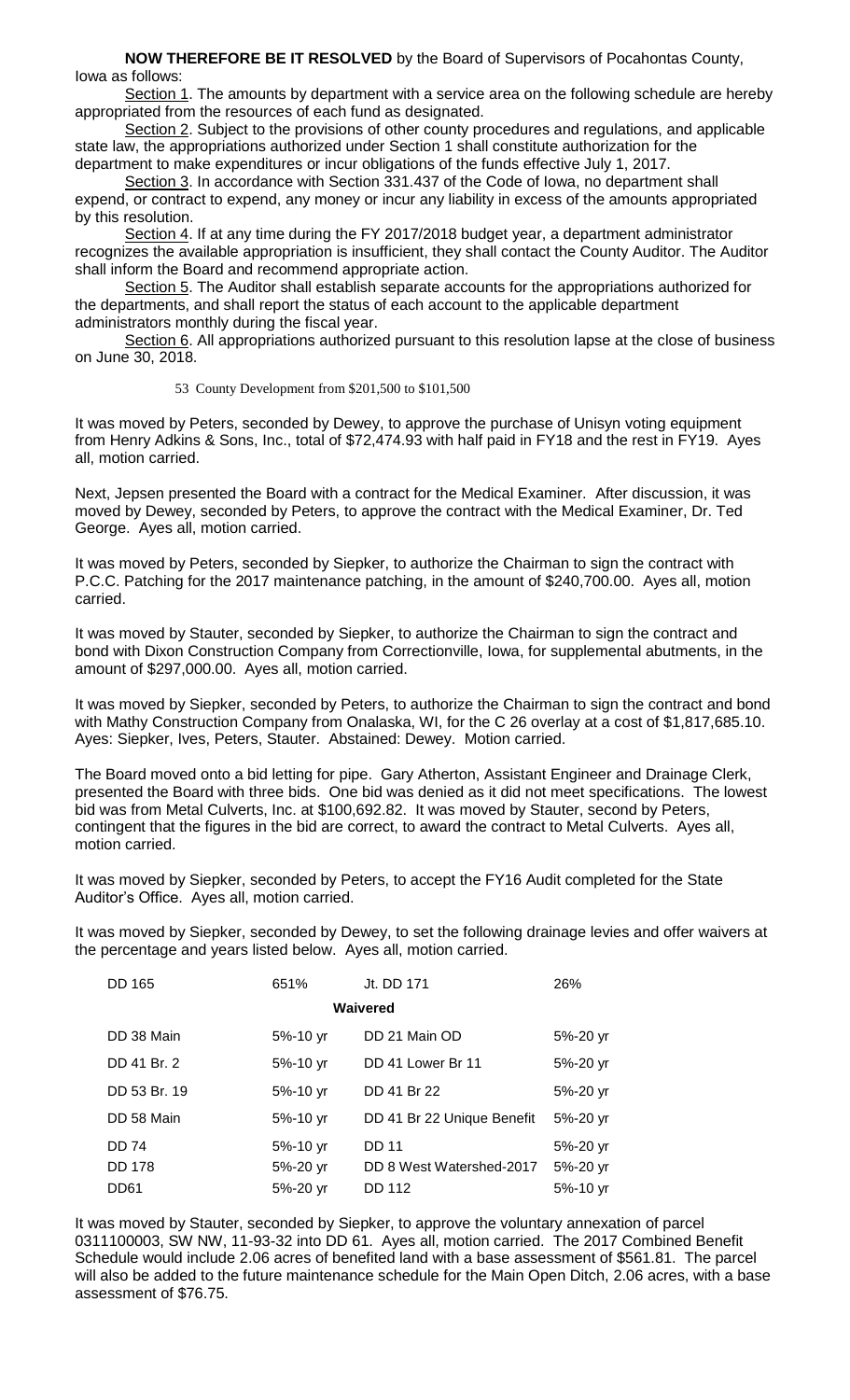**NOW THEREFORE BE IT RESOLVED** by the Board of Supervisors of Pocahontas County, Iowa as follows:

Section 1. The amounts by department with a service area on the following schedule are hereby appropriated from the resources of each fund as designated.

Section 2. Subject to the provisions of other county procedures and regulations, and applicable state law, the appropriations authorized under Section 1 shall constitute authorization for the department to make expenditures or incur obligations of the funds effective July 1, 2017.

Section 3. In accordance with Section 331.437 of the Code of Iowa, no department shall expend, or contract to expend, any money or incur any liability in excess of the amounts appropriated by this resolution.

Section 4. If at any time during the FY 2017/2018 budget year, a department administrator recognizes the available appropriation is insufficient, they shall contact the County Auditor. The Auditor shall inform the Board and recommend appropriate action.

Section 5. The Auditor shall establish separate accounts for the appropriations authorized for the departments, and shall report the status of each account to the applicable department administrators monthly during the fiscal year.

Section 6. All appropriations authorized pursuant to this resolution lapse at the close of business on June 30, 2018.

53 County Development from $201,500 to $101,500

It was moved by Peters, seconded by Dewey, to approve the purchase of Unisyn voting equipment from Henry Adkins & Sons, Inc., total of $72,474.93 with half paid in FY18 and the rest in FY19. Ayes all, motion carried.

Next, Jepsen presented the Board with a contract for the Medical Examiner. After discussion, it was moved by Dewey, seconded by Peters, to approve the contract with the Medical Examiner, Dr. Ted George. Ayes all, motion carried.

It was moved by Peters, seconded by Siepker, to authorize the Chairman to sign the contract with P.C.C. Patching for the 2017 maintenance patching, in the amount of $240,700.00. Ayes all, motion carried.

It was moved by Stauter, seconded by Siepker, to authorize the Chairman to sign the contract and bond with Dixon Construction Company from Correctionville, Iowa, for supplemental abutments, in the amount of $297,000.00. Ayes all, motion carried.

It was moved by Siepker, seconded by Peters, to authorize the Chairman to sign the contract and bond with Mathy Construction Company from Onalaska, WI, for the C 26 overlay at a cost of $1,817,685.10. Ayes: Siepker, Ives, Peters, Stauter. Abstained: Dewey. Motion carried.

The Board moved onto a bid letting for pipe. Gary Atherton, Assistant Engineer and Drainage Clerk, presented the Board with three bids. One bid was denied as it did not meet specifications. The lowest bid was from Metal Culverts, Inc. at $100,692.82. It was moved by Stauter, second by Peters, contingent that the figures in the bid are correct, to award the contract to Metal Culverts. Ayes all, motion carried.

It was moved by Siepker, seconded by Peters, to accept the FY16 Audit completed for the State Auditor's Office. Ayes all, motion carried.

It was moved by Siepker, seconded by Dewey, to set the following drainage levies and offer waivers at the percentage and years listed below. Ayes all, motion carried.

| | | | |
|---|---|---|---|
| DD 165 | 651% | Jt. DD 171 | 26% |
| | **Waivered** | | |
| DD 38 Main | 5%-10 yr | DD 21 Main OD | 5%-20 yr |
| DD 41 Br. 2 | 5%-10 yr | DD 41 Lower Br 11 | 5%-20 yr |
| DD 53 Br. 19 | 5%-10 yr | DD 41 Br 22 | 5%-20 yr |
| DD 58 Main | 5%-10 yr | DD 41 Br 22 Unique Benefit | 5%-20 yr |
| DD 74 | 5%-10 yr | DD 11 | 5%-20 yr |
| DD 178 | 5%-20 yr | DD 8 West Watershed-2017 | 5%-20 yr |
| DD61 | 5%-20 yr | DD 112 | 5%-10 yr |

It was moved by Stauter, seconded by Siepker, to approve the voluntary annexation of parcel 0311100003, SW NW, 11-93-32 into DD 61. Ayes all, motion carried. The 2017 Combined Benefit Schedule would include 2.06 acres of benefited land with a base assessment of $561.81. The parcel will also be added to the future maintenance schedule for the Main Open Ditch, 2.06 acres, with a base assessment of $76.75.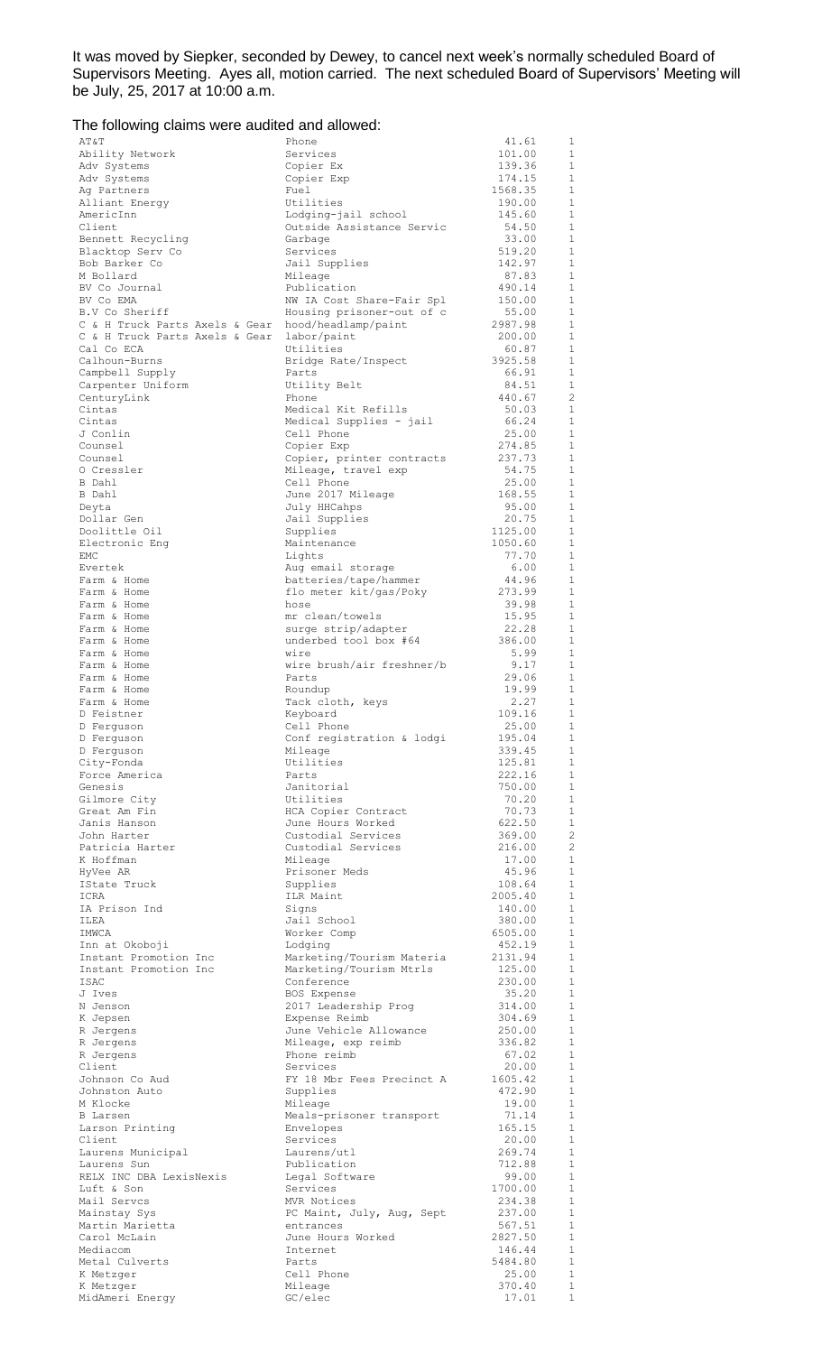It was moved by Siepker, seconded by Dewey, to cancel next week's normally scheduled Board of Supervisors Meeting. Ayes all, motion carried. The next scheduled Board of Supervisors' Meeting will be July, 25, 2017 at 10:00 a.m.

The following claims were audited and allowed:

| | | | |
|---|---|---|---|
| AT&T | Phone | 41.61 | 1 |
| Ability Network | Services | 101.00 | 1 |
| Adv Systems | Copier Ex | 139.36 | 1 |
| Adv Systems | Copier Exp | 174.15 | 1 |
| Ag Partners | Fuel | 1568.35 | 1 |
| Alliant Energy | Utilities | 190.00 | 1 |
| AmericInn | Lodging-jail school | 145.60 | 1 |
| Client | Outside Assistance Servic | 54.50 | 1 |
| Bennett Recycling | Garbage | 33.00 | 1 |
| Blacktop Serv Co | Services | 519.20 | 1 |
| Bob Barker Co | Jail Supplies | 142.97 | 1 |
| M Bollard | Mileage | 87.83 | 1 |
| BV Co Journal | Publication | 490.14 | 1 |
| BV Co EMA | NW IA Cost Share-Fair Spl | 150.00 | 1 |
| B.V Co Sheriff | Housing prisoner-out of c | 55.00 | 1 |
| C & H Truck Parts Axels & Gear | hood/headlamp/paint | 2987.98 | 1 |
| C & H Truck Parts Axels & Gear | labor/paint | 200.00 | 1 |
| Cal Co ECA | Utilities | 60.87 | 1 |
| Calhoun-Burns | Bridge Rate/Inspect | 3925.58 | 1 |
| Campbell Supply | Parts | 66.91 | 1 |
| Carpenter Uniform | Utility Belt | 84.51 | 1 |
| CenturyLink | Phone | 440.67 | 2 |
| Cintas | Medical Kit Refills | 50.03 | 1 |
| Cintas | Medical Supplies - jail | 66.24 | 1 |
| J Conlin | Cell Phone | 25.00 | 1 |
| Counsel | Copier Exp | 274.85 | 1 |
| Counsel | Copier, printer contracts | 237.73 | 1 |
| O Cressler | Mileage, travel exp | 54.75 | 1 |
| B Dahl | Cell Phone | 25.00 | 1 |
| B Dahl | June 2017 Mileage | 168.55 | 1 |
| Deyta | July HHCahps | 95.00 | 1 |
| Dollar Gen | Jail Supplies | 20.75 | 1 |
| Doolittle Oil | Supplies | 1125.00 | 1 |
| Electronic Eng | Maintenance | 1050.60 | 1 |
| EMC | Lights | 77.70 | 1 |
| Evertek | Aug email storage | 6.00 | 1 |
| Farm & Home | batteries/tape/hammer | 44.96 | 1 |
| Farm & Home | flo meter kit/gas/Poky | 273.99 | 1 |
| Farm & Home | hose | 39.98 | 1 |
| Farm & Home | mr clean/towels | 15.95 | 1 |
| Farm & Home | surge strip/adapter | 22.28 | 1 |
| Farm & Home | underbed tool box #64 | 386.00 | 1 |
| Farm & Home | wire | 5.99 | 1 |
| Farm & Home | wire brush/air freshner/b | 9.17 | 1 |
| Farm & Home | Parts | 29.06 | 1 |
| Farm & Home | Roundup | 19.99 | 1 |
| Farm & Home | Tack cloth, keys | 2.27 | 1 |
| D Feistner | Keyboard | 109.16 | 1 |
| D Ferguson | Cell Phone | 25.00 | 1 |
| D Ferguson | Conf registration & lodgi | 195.04 | 1 |
| D Ferguson | Mileage | 339.45 | 1 |
| City-Fonda | Utilities | 125.81 | 1 |
| Force America | Parts | 222.16 | 1 |
| Genesis | Janitorial | 750.00 | 1 |
| Gilmore City | Utilities | 70.20 | 1 |
| Great Am Fin | HCA Copier Contract | 70.73 | 1 |
| Janis Hanson | June Hours Worked | 622.50 | 1 |
| John Harter | Custodial Services | 369.00 | 2 |
| Patricia Harter | Custodial Services | 216.00 | 2 |
| K Hoffman | Mileage | 17.00 | 1 |
| HyVee AR | Prisoner Meds | 45.96 | 1 |
| IState Truck | Supplies | 108.64 | 1 |
| ICRA | ILR Maint | 2005.40 | 1 |
| IA Prison Ind | Signs | 140.00 | 1 |
| ILEA | Jail School | 380.00 | 1 |
| IMWCA | Worker Comp | 6505.00 | 1 |
| Inn at Okoboji | Lodging | 452.19 | 1 |
| Instant Promotion Inc | Marketing/Tourism Materia | 2131.94 | 1 |
| Instant Promotion Inc | Marketing/Tourism Mtrls | 125.00 | 1 |
| ISAC | Conference | 230.00 | 1 |
| J Ives | BOS Expense | 35.20 | 1 |
| N Jenson | 2017 Leadership Prog | 314.00 | 1 |
| K Jepsen | Expense Reimb | 304.69 | 1 |
| R Jergens | June Vehicle Allowance | 250.00 | 1 |
| R Jergens | Mileage, exp reimb | 336.82 | 1 |
| R Jergens | Phone reimb | 67.02 | 1 |
| Client | Services | 20.00 | 1 |
| Johnson Co Aud | FY 18 Mbr Fees Precinct A | 1605.42 | 1 |
| Johnston Auto | Supplies | 472.90 | 1 |
| M Klocke | Mileage | 19.00 | 1 |
| B Larsen | Meals-prisoner transport | 71.14 | 1 |
| Larson Printing | Envelopes | 165.15 | 1 |
| Client | Services | 20.00 | 1 |
| Laurens Municipal | Laurens/utl | 269.74 | 1 |
| Laurens Sun | Publication | 712.88 | 1 |
| RELX INC DBA LexisNexis | Legal Software | 99.00 | 1 |
| Luft & Son | Services | 1700.00 | 1 |
| Mail Servcs | MVR Notices | 234.38 | 1 |
| Mainstay Sys | PC Maint, July, Aug, Sept | 237.00 | 1 |
| Martin Marietta | entrances | 567.51 | 1 |
| Carol McLain | June Hours Worked | 2827.50 | 1 |
| Mediacom | Internet | 146.44 | 1 |
| Metal Culverts | Parts | 5484.80 | 1 |
| K Metzger | Cell Phone | 25.00 | 1 |
| K Metzger | Mileage | 370.40 | 1 |
| MidAmeri Energy | GC/elec | 17.01 | 1 |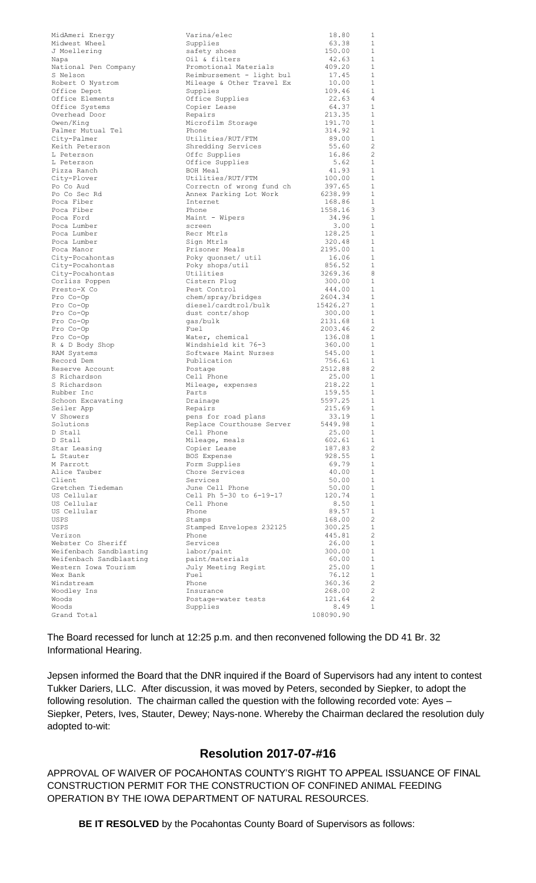| | | | |
|---|---|---|---|
| MidAmeri Energy | Varina/elec | 18.80 | 1 |
| Midwest Wheel | Supplies | 63.38 | 1 |
| J Moellering | safety shoes | 150.00 | 1 |
| Napa | Oil & filters | 42.63 | 1 |
| National Pen Company | Promotional Materials | 409.20 | 1 |
| S Nelson | Reimbursement - light bul | 17.45 | 1 |
| Robert O Nystrom | Mileage & Other Travel Ex | 10.00 | 1 |
| Office Depot | Supplies | 109.46 | 1 |
| Office Elements | Office Supplies | 22.63 | 4 |
| Office Systems | Copier Lease | 64.37 | 1 |
| Overhead Door | Repairs | 213.35 | 1 |
| Owen/King | Microfilm Storage | 191.70 | 1 |
| Palmer Mutual Tel | Phone | 314.92 | 1 |
| City-Palmer | Utilities/RUT/FTM | 89.00 | 1 |
| Keith Peterson | Shredding Services | 55.60 | 2 |
| L Peterson | Offc Supplies | 16.86 | 2 |
| L Peterson | Office Supplies | 5.62 | 1 |
| Pizza Ranch | BOH Meal | 41.93 | 1 |
| City-Plover | Utilities/RUT/FTM | 100.00 | 1 |
| Po Co Aud | Correctn of wrong fund ch | 397.65 | 1 |
| Po Co Sec Rd | Annex Parking Lot Work | 6238.99 | 1 |
| Poca Fiber | Internet | 168.86 | 1 |
| Poca Fiber | Phone | 1558.16 | 3 |
| Poca Ford | Maint - Wipers | 34.96 | 1 |
| Poca Lumber | screen | 3.00 | 1 |
| Poca Lumber | Recr Mtrls | 128.25 | 1 |
| Poca Lumber | Sign Mtrls | 320.48 | 1 |
| Poca Manor | Prisoner Meals | 2195.00 | 1 |
| City-Pocahontas | Poky quonset/ util | 16.06 | 1 |
| City-Pocahontas | Poky shops/util | 856.52 | 1 |
| City-Pocahontas | Utilities | 3269.36 | 8 |
| Corliss Poppen | Cistern Plug | 300.00 | 1 |
| Presto-X Co | Pest Control | 444.00 | 1 |
| Pro Co-Op | chem/spray/bridges | 2604.34 | 1 |
| Pro Co-Op | diesel/cardtrol/bulk | 15426.27 | 1 |
| Pro Co-Op | dust contr/shop | 300.00 | 1 |
| Pro Co-Op | gas/bulk | 2131.68 | 1 |
| Pro Co-Op | Fuel | 2003.46 | 2 |
| Pro Co-Op | Water, chemical | 136.08 | 1 |
| R & D Body Shop | Windshield kit 76-3 | 360.00 | 1 |
| RAM Systems | Software Maint Nurses | 545.00 | 1 |
| Record Dem | Publication | 756.61 | 1 |
| Reserve Account | Postage | 2512.88 | 2 |
| S Richardson | Cell Phone | 25.00 | 1 |
| S Richardson | Mileage, expenses | 218.22 | 1 |
| Rubber Inc | Parts | 159.55 | 1 |
| Schoon Excavating | Drainage | 5597.25 | 1 |
| Seiler App | Repairs | 215.69 | 1 |
| V Showers | pens for road plans | 33.19 | 1 |
| Solutions | Replace Courthouse Server | 5449.98 | 1 |
| D Stall | Cell Phone | 25.00 | 1 |
| D Stall | Mileage, meals | 602.61 | 1 |
| Star Leasing | Copier Lease | 187.83 | 2 |
| L Stauter | BOS Expense | 928.55 | 1 |
| M Parrott | Form Supplies | 69.79 | 1 |
| Alice Tauber | Chore Services | 40.00 | 1 |
| Client | Services | 50.00 | 1 |
| Gretchen Tiedeman | June Cell Phone | 50.00 | 1 |
| US Cellular | Cell Ph 5-30 to 6-19-17 | 120.74 | 1 |
| US Cellular | Cell Phone | 8.50 | 1 |
| US Cellular | Phone | 89.57 | 1 |
| USPS | Stamps | 168.00 | 2 |
| USPS | Stamped Envelopes 232125 | 300.25 | 1 |
| Verizon | Phone | 445.81 | 2 |
| Webster Co Sheriff | Services | 26.00 | 1 |
| Weifenbach Sandblasting | labor/paint | 300.00 | 1 |
| Weifenbach Sandblasting | paint/materials | 60.00 | 1 |
| Western Iowa Tourism | July Meeting Regist | 25.00 | 1 |
| Wex Bank | Fuel | 76.12 | 1 |
| Windstream | Phone | 360.36 | 2 |
| Woodley Ins | Insurance | 268.00 | 2 |
| Woods | Postage-water tests | 121.64 | 2 |
| Woods | Supplies | 8.49 | 1 |
| Grand Total | | 108090.90 | |

The Board recessed for lunch at 12:25 p.m. and then reconvened following the DD 41 Br. 32 Informational Hearing.

Jepsen informed the Board that the DNR inquired if the Board of Supervisors had any intent to contest Tukker Dariers, LLC. After discussion, it was moved by Peters, seconded by Siepker, to adopt the following resolution. The chairman called the question with the following recorded vote: Ayes – Siepker, Peters, Ives, Stauter, Dewey; Nays-none. Whereby the Chairman declared the resolution duly adopted to-wit:

## Resolution 2017-07-#16

APPROVAL OF WAIVER OF POCAHONTAS COUNTY'S RIGHT TO APPEAL ISSUANCE OF FINAL CONSTRUCTION PERMIT FOR THE CONSTRUCTION OF CONFINED ANIMAL FEEDING OPERATION BY THE IOWA DEPARTMENT OF NATURAL RESOURCES.

**BE IT RESOLVED** by the Pocahontas County Board of Supervisors as follows: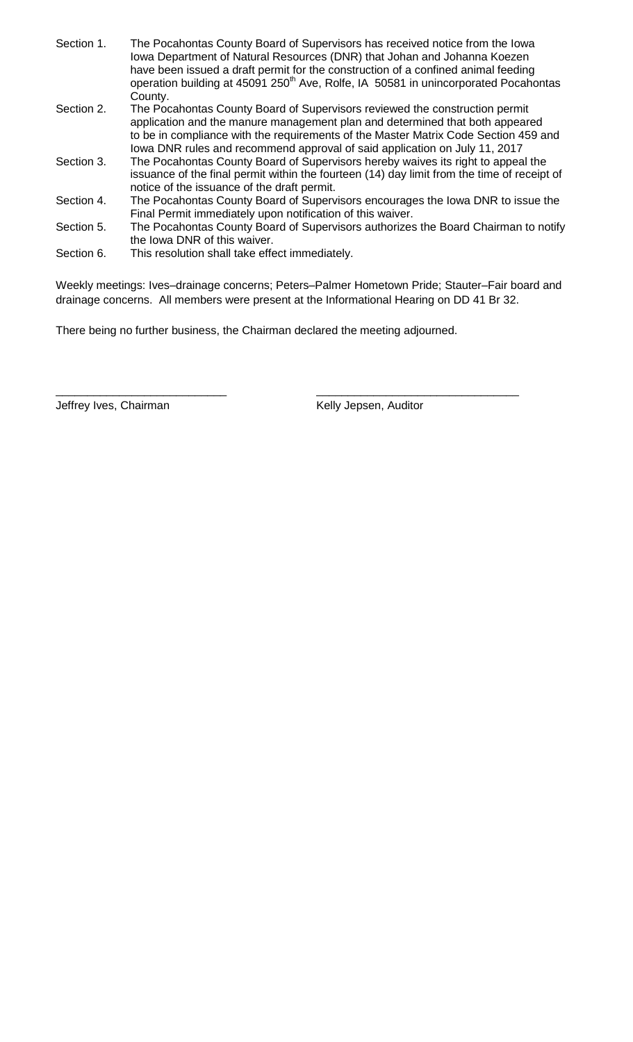Section 1. The Pocahontas County Board of Supervisors has received notice from the Iowa Iowa Department of Natural Resources (DNR) that Johan and Johanna Koezen have been issued a draft permit for the construction of a confined animal feeding operation building at 45091 250$^{th}$ Ave, Rolfe, IA 50581 in unincorporated Pocahontas County.

Section 2. The Pocahontas County Board of Supervisors reviewed the construction permit application and the manure management plan and determined that both appeared to be in compliance with the requirements of the Master Matrix Code Section 459 and Iowa DNR rules and recommend approval of said application on July 11, 2017

Section 3. The Pocahontas County Board of Supervisors hereby waives its right to appeal the issuance of the final permit within the fourteen (14) day limit from the time of receipt of notice of the issuance of the draft permit.

Section 4. The Pocahontas County Board of Supervisors encourages the Iowa DNR to issue the Final Permit immediately upon notification of this waiver.

Section 5. The Pocahontas County Board of Supervisors authorizes the Board Chairman to notify the Iowa DNR of this waiver.

Section 6. This resolution shall take effect immediately.

Weekly meetings: Ives–drainage concerns; Peters–Palmer Hometown Pride; Stauter–Fair board and drainage concerns. All members were present at the Informational Hearing on DD 41 Br 32.

There being no further business, the Chairman declared the meeting adjourned.

\_\_\_\_\_\_\_\_\_\_\_\_\_\_\_\_\_\_\_\_\_\_\_\_\_\_\_ \_\_\_\_\_\_\_\_\_\_\_\_\_\_\_\_\_\_\_\_\_\_\_\_\_\_\_\_\_\_\_\_

Jeffrey Ives, Chairman Kelly Jepsen, Auditor